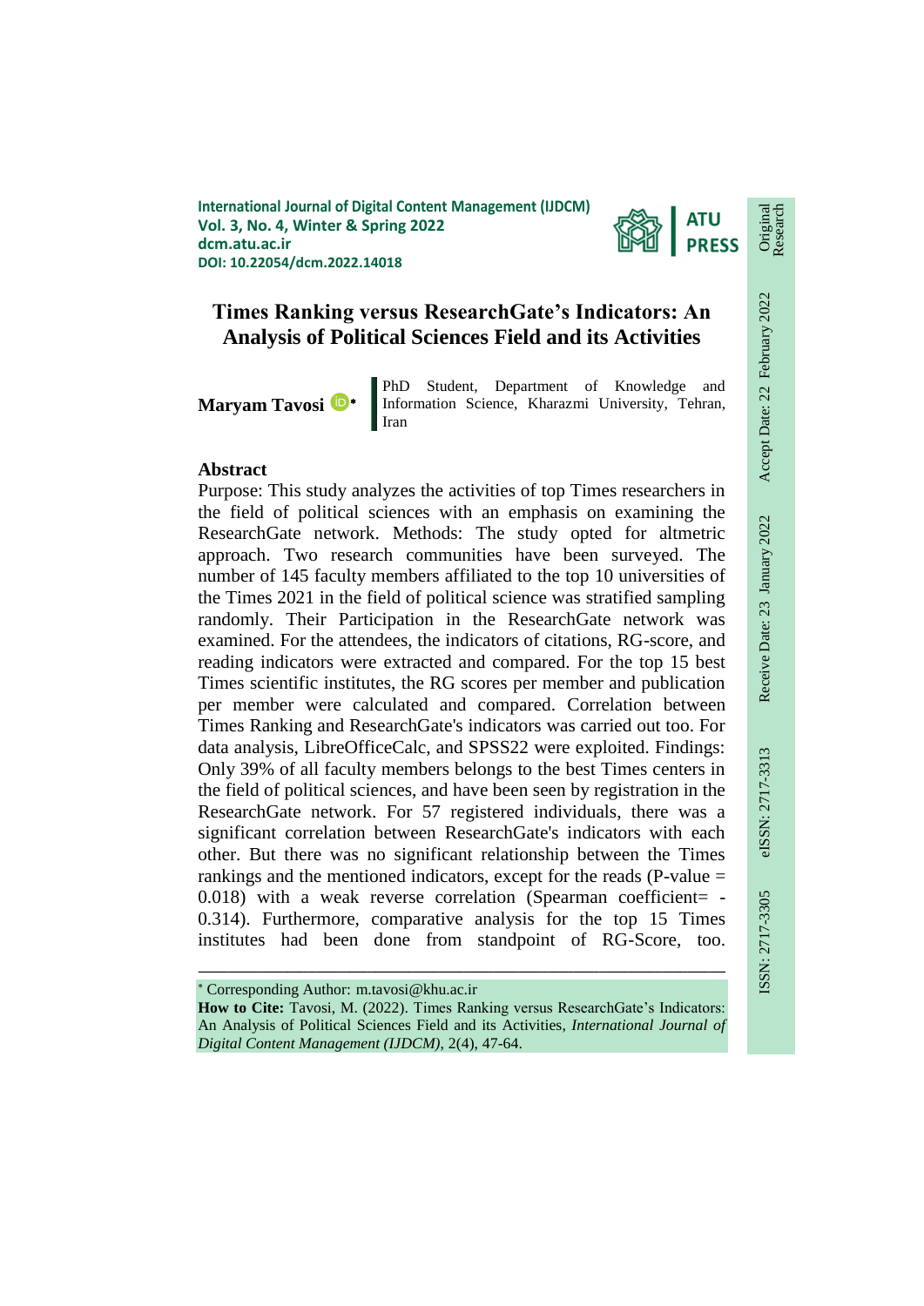International Journal of Digital Content Management (IJDCM)
Vol. 3, No. 4, Winter & Spring 2022
dcm.atu.ac.ir
DOI: 10.22054/dcm.2022.14018

Original Research

Receive Date: 23 January 2022 Accept Date: 22 February 2022

ISSN: 2717-3305 eISSN: 2717-3313

# Times Ranking versus ResearchGate's Indicators: An Analysis of Political Sciences Field and its Activities

**Maryam Tavosi** * 
PhD Student, Department of Knowledge and Information Science, Kharazmi University, Tehran, Iran

## Abstract

Purpose: This study analyzes the activities of top Times researchers in the field of political sciences with an emphasis on examining the ResearchGate network. Methods: The study opted for altmetric approach. Two research communities have been surveyed. The number of 145 faculty members affiliated to the top 10 universities of the Times 2021 in the field of political science was stratified sampling randomly. Their Participation in the ResearchGate network was examined. For the attendees, the indicators of citations, RG-score, and reading indicators were extracted and compared. For the top 15 best Times scientific institutes, the RG scores per member and publication per member were calculated and compared. Correlation between Times Ranking and ResearchGate's indicators was carried out too. For data analysis, LibreOfficeCalc, and SPSS22 were exploited. Findings: Only 39% of all faculty members belongs to the best Times centers in the field of political sciences, and have been seen by registration in the ResearchGate network. For 57 registered individuals, there was a significant correlation between ResearchGate's indicators with each other. But there was no significant relationship between the Times rankings and the mentioned indicators, except for the reads (P-value = 0.018) with a weak reverse correlation (Spearman coefficient= -0.314). Furthermore, comparative analysis for the top 15 Times institutes had been done from standpoint of RG-Score, too.

---

* Corresponding Author: m.tavosi@khu.ac.ir

**How to Cite:** Tavosi, M. (2022). Times Ranking versus ResearchGate's Indicators: An Analysis of Political Sciences Field and its Activities, *International Journal of Digital Content Management (IJDCM)*, 2(4), 47-64.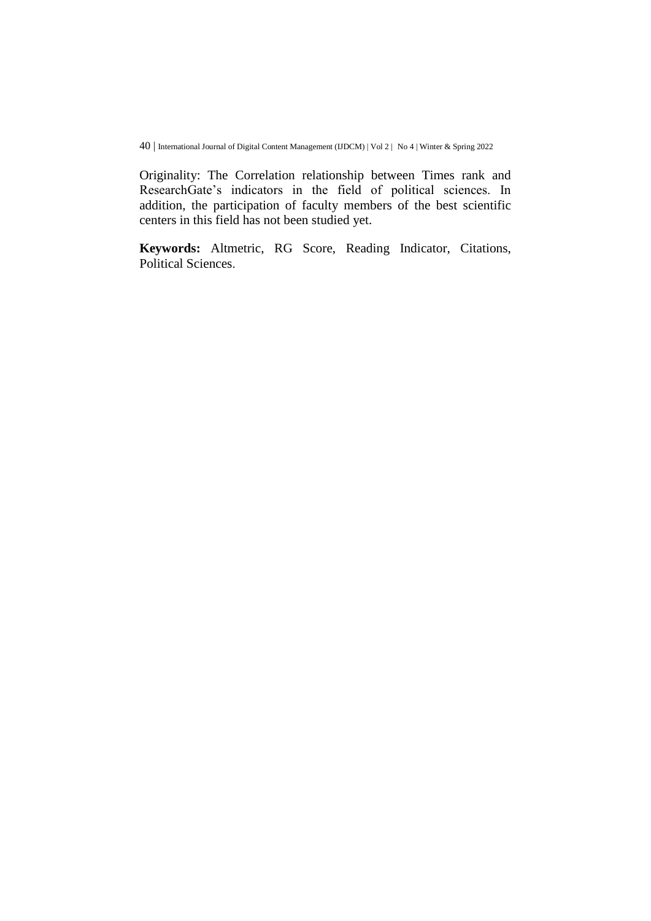Originality: The Correlation relationship between Times rank and ResearchGate's indicators in the field of political sciences. In addition, the participation of faculty members of the best scientific centers in this field has not been studied yet.

**Keywords:** Altmetric, RG Score, Reading Indicator, Citations, Political Sciences.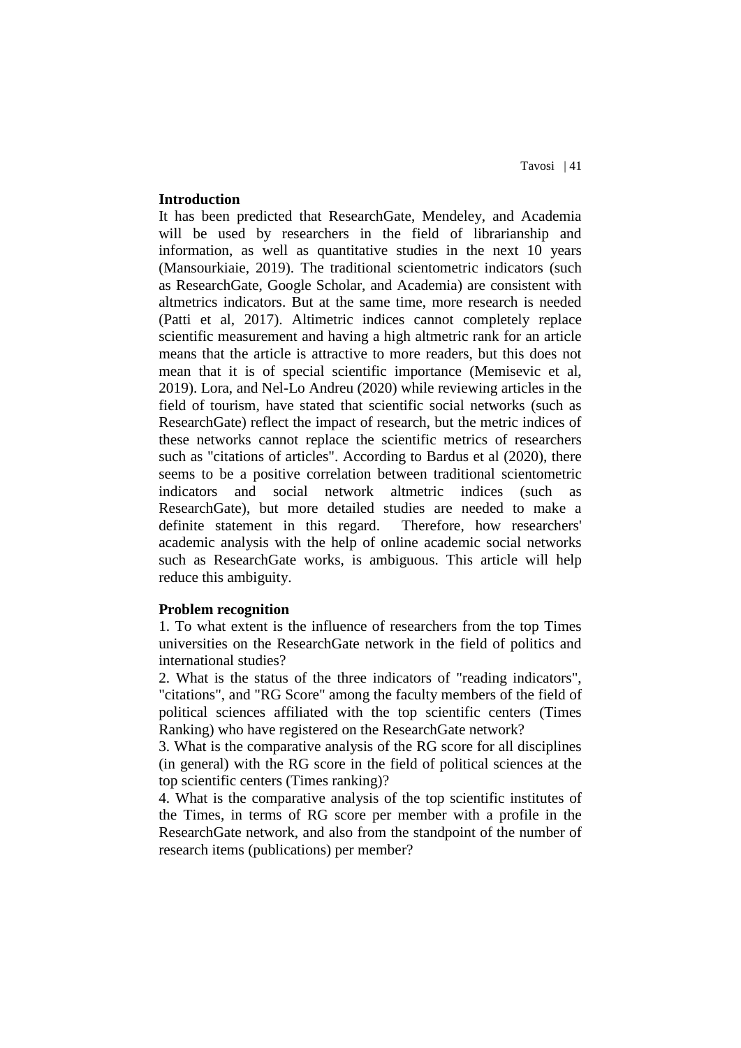## Introduction

It has been predicted that ResearchGate, Mendeley, and Academia will be used by researchers in the field of librarianship and information, as well as quantitative studies in the next 10 years (Mansourkiaie, 2019). The traditional scientometric indicators (such as ResearchGate, Google Scholar, and Academia) are consistent with altmetrics indicators. But at the same time, more research is needed (Patti et al, 2017). Altimetric indices cannot completely replace scientific measurement and having a high altmetric rank for an article means that the article is attractive to more readers, but this does not mean that it is of special scientific importance (Memisevic et al, 2019). Lora, and Nel-Lo Andreu (2020) while reviewing articles in the field of tourism, have stated that scientific social networks (such as ResearchGate) reflect the impact of research, but the metric indices of these networks cannot replace the scientific metrics of researchers such as "citations of articles". According to Bardus et al (2020), there seems to be a positive correlation between traditional scientometric indicators and social network altmetric indices (such as ResearchGate), but more detailed studies are needed to make a definite statement in this regard. Therefore, how researchers' academic analysis with the help of online academic social networks such as ResearchGate works, is ambiguous. This article will help reduce this ambiguity.

## Problem recognition

1. To what extent is the influence of researchers from the top Times universities on the ResearchGate network in the field of politics and international studies?
2. What is the status of the three indicators of "reading indicators", "citations", and "RG Score" among the faculty members of the field of political sciences affiliated with the top scientific centers (Times Ranking) who have registered on the ResearchGate network?
3. What is the comparative analysis of the RG score for all disciplines (in general) with the RG score in the field of political sciences at the top scientific centers (Times ranking)?
4. What is the comparative analysis of the top scientific institutes of the Times, in terms of RG score per member with a profile in the ResearchGate network, and also from the standpoint of the number of research items (publications) per member?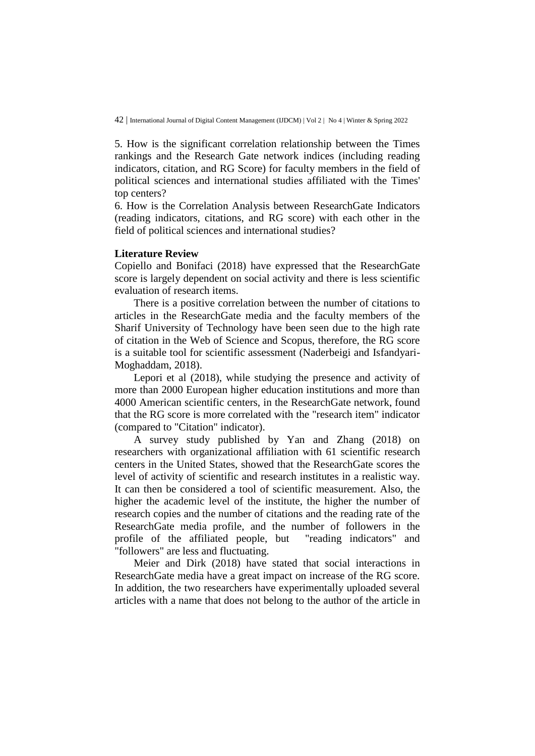5. How is the significant correlation relationship between the Times rankings and the Research Gate network indices (including reading indicators, citation, and RG Score) for faculty members in the field of political sciences and international studies affiliated with the Times' top centers?

6. How is the Correlation Analysis between ResearchGate Indicators (reading indicators, citations, and RG score) with each other in the field of political sciences and international studies?

## Literature Review

Copiello and Bonifaci (2018) have expressed that the ResearchGate score is largely dependent on social activity and there is less scientific evaluation of research items.

There is a positive correlation between the number of citations to articles in the ResearchGate media and the faculty members of the Sharif University of Technology have been seen due to the high rate of citation in the Web of Science and Scopus, therefore, the RG score is a suitable tool for scientific assessment (Naderbeigi and Isfandyari-Moghaddam, 2018).

Lepori et al (2018), while studying the presence and activity of more than 2000 European higher education institutions and more than 4000 American scientific centers, in the ResearchGate network, found that the RG score is more correlated with the "research item" indicator (compared to "Citation" indicator).

A survey study published by Yan and Zhang (2018) on researchers with organizational affiliation with 61 scientific research centers in the United States, showed that the ResearchGate scores the level of activity of scientific and research institutes in a realistic way. It can then be considered a tool of scientific measurement. Also, the higher the academic level of the institute, the higher the number of research copies and the number of citations and the reading rate of the ResearchGate media profile, and the number of followers in the profile of the affiliated people, but "reading indicators" and "followers" are less and fluctuating.

Meier and Dirk (2018) have stated that social interactions in ResearchGate media have a great impact on increase of the RG score. In addition, the two researchers have experimentally uploaded several articles with a name that does not belong to the author of the article in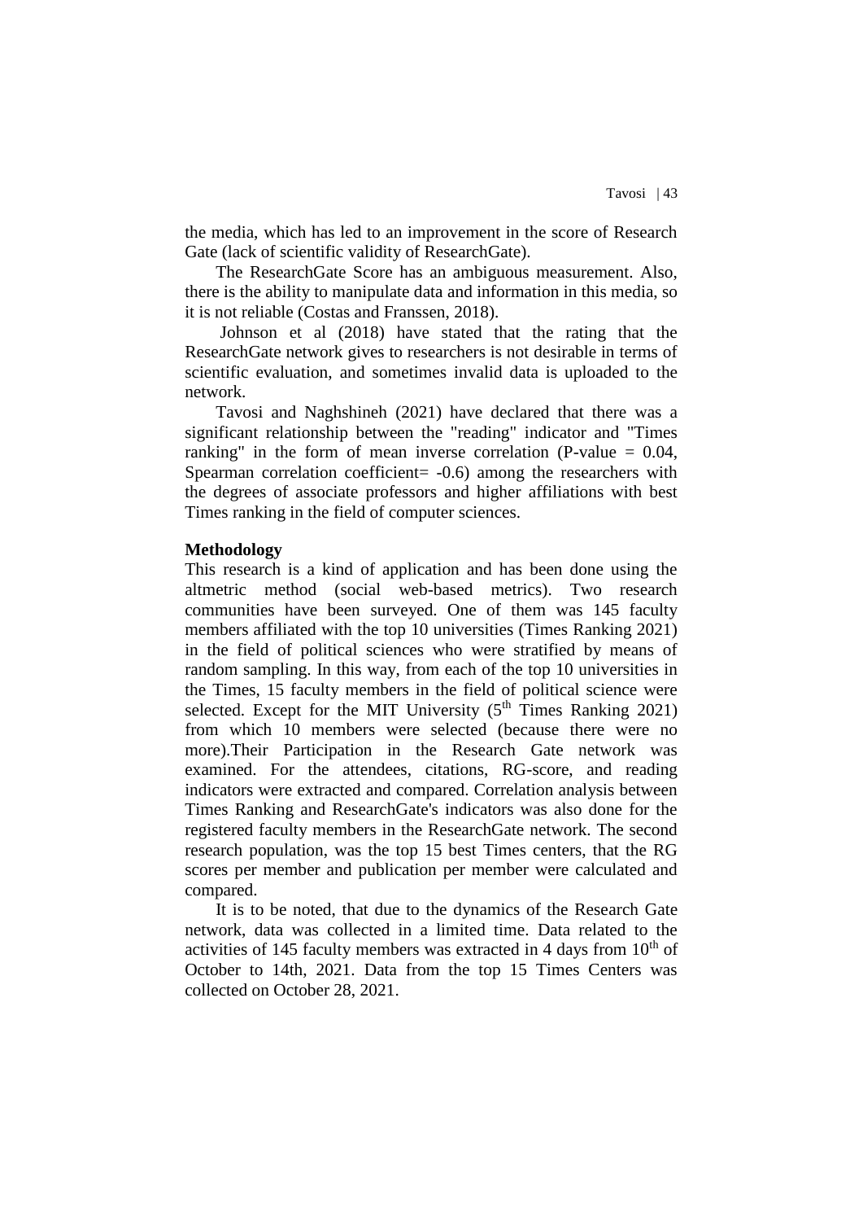the media, which has led to an improvement in the score of Research Gate (lack of scientific validity of ResearchGate).

The ResearchGate Score has an ambiguous measurement. Also, there is the ability to manipulate data and information in this media, so it is not reliable (Costas and Franssen, 2018).

Johnson et al (2018) have stated that the rating that the ResearchGate network gives to researchers is not desirable in terms of scientific evaluation, and sometimes invalid data is uploaded to the network.

Tavosi and Naghshineh (2021) have declared that there was a significant relationship between the "reading" indicator and "Times ranking" in the form of mean inverse correlation (P-value = 0.04, Spearman correlation coefficient= -0.6) among the researchers with the degrees of associate professors and higher affiliations with best Times ranking in the field of computer sciences.

**Methodology**

This research is a kind of application and has been done using the altmetric method (social web-based metrics). Two research communities have been surveyed. One of them was 145 faculty members affiliated with the top 10 universities (Times Ranking 2021) in the field of political sciences who were stratified by means of random sampling. In this way, from each of the top 10 universities in the Times, 15 faculty members in the field of political science were selected. Except for the MIT University (5$^{th}$ Times Ranking 2021) from which 10 members were selected (because there were no more).Their Participation in the Research Gate network was examined. For the attendees, citations, RG-score, and reading indicators were extracted and compared. Correlation analysis between Times Ranking and ResearchGate's indicators was also done for the registered faculty members in the ResearchGate network. The second research population, was the top 15 best Times centers, that the RG scores per member and publication per member were calculated and compared.

It is to be noted, that due to the dynamics of the Research Gate network, data was collected in a limited time. Data related to the activities of 145 faculty members was extracted in 4 days from 10$^{th}$ of October to 14th, 2021. Data from the top 15 Times Centers was collected on October 28, 2021.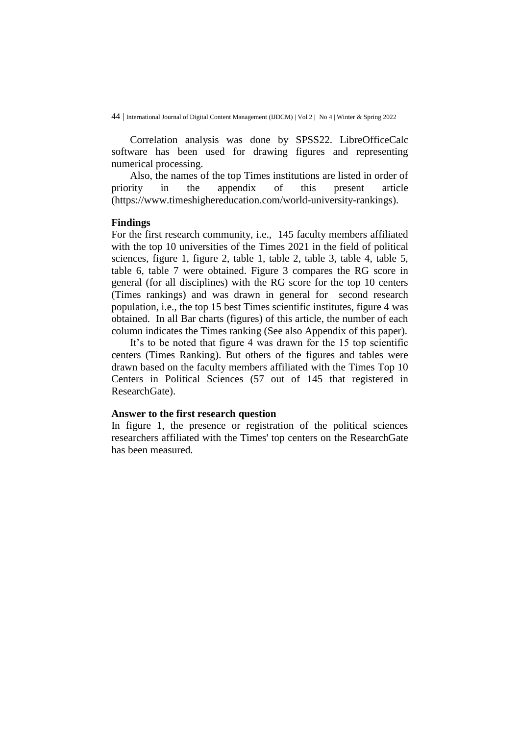Correlation analysis was done by SPSS22. LibreOfficeCalc software has been used for drawing figures and representing numerical processing.

Also, the names of the top Times institutions are listed in order of priority in the appendix of this present article (https://www.timeshighereducation.com/world-university-rankings).

**Findings**

For the first research community, i.e., 145 faculty members affiliated with the top 10 universities of the Times 2021 in the field of political sciences, figure 1, figure 2, table 1, table 2, table 3, table 4, table 5, table 6, table 7 were obtained. Figure 3 compares the RG score in general (for all disciplines) with the RG score for the top 10 centers (Times rankings) and was drawn in general for second research population, i.e., the top 15 best Times scientific institutes, figure 4 was obtained. In all Bar charts (figures) of this article, the number of each column indicates the Times ranking (See also Appendix of this paper).

It's to be noted that figure 4 was drawn for the 15 top scientific centers (Times Ranking). But others of the figures and tables were drawn based on the faculty members affiliated with the Times Top 10 Centers in Political Sciences (57 out of 145 that registered in ResearchGate).

**Answer to the first research question**

In figure 1, the presence or registration of the political sciences researchers affiliated with the Times' top centers on the ResearchGate has been measured.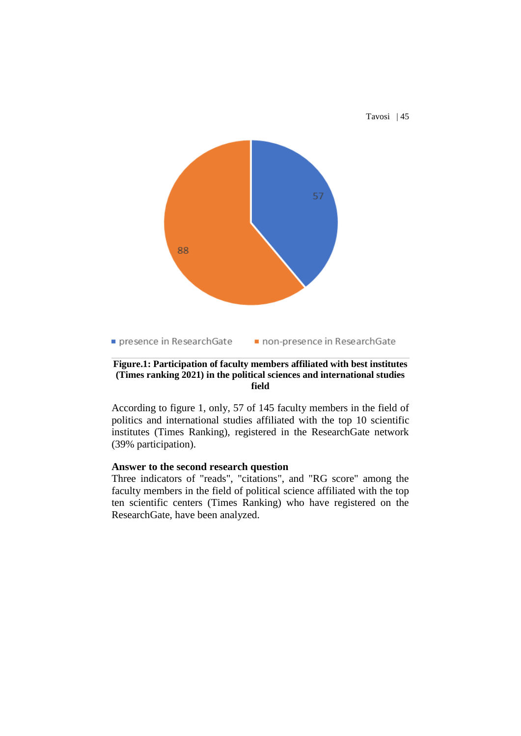**Figure.1: Participation of faculty members affiliated with best institutes (Times ranking 2021) in the political sciences and international studies field**

According to figure 1, only, 57 of 145 faculty members in the field of politics and international studies affiliated with the top 10 scientific institutes (Times Ranking), registered in the ResearchGate network (39% participation).

**Answer to the second research question**

Three indicators of "reads", "citations", and "RG score" among the faculty members in the field of political science affiliated with the top ten scientific centers (Times Ranking) who have registered on the ResearchGate, have been analyzed.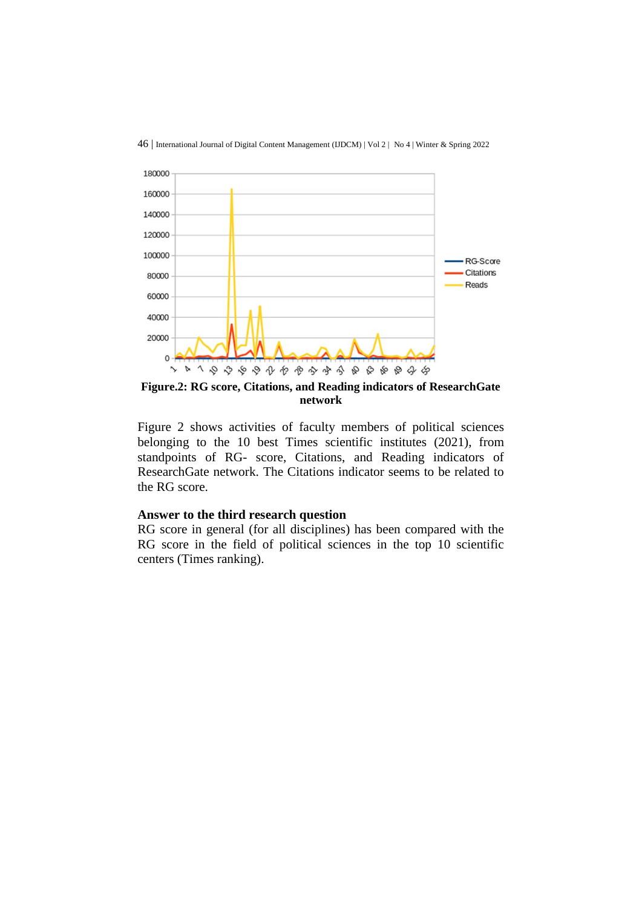**Figure.2: RG score, Citations, and Reading indicators of ResearchGate network**

Figure 2 shows activities of faculty members of political sciences belonging to the 10 best Times scientific institutes (2021), from standpoints of RG- score, Citations, and Reading indicators of ResearchGate network. The Citations indicator seems to be related to the RG score.

**Answer to the third research question**

RG score in general (for all disciplines) has been compared with the RG score in the field of political sciences in the top 10 scientific centers (Times ranking).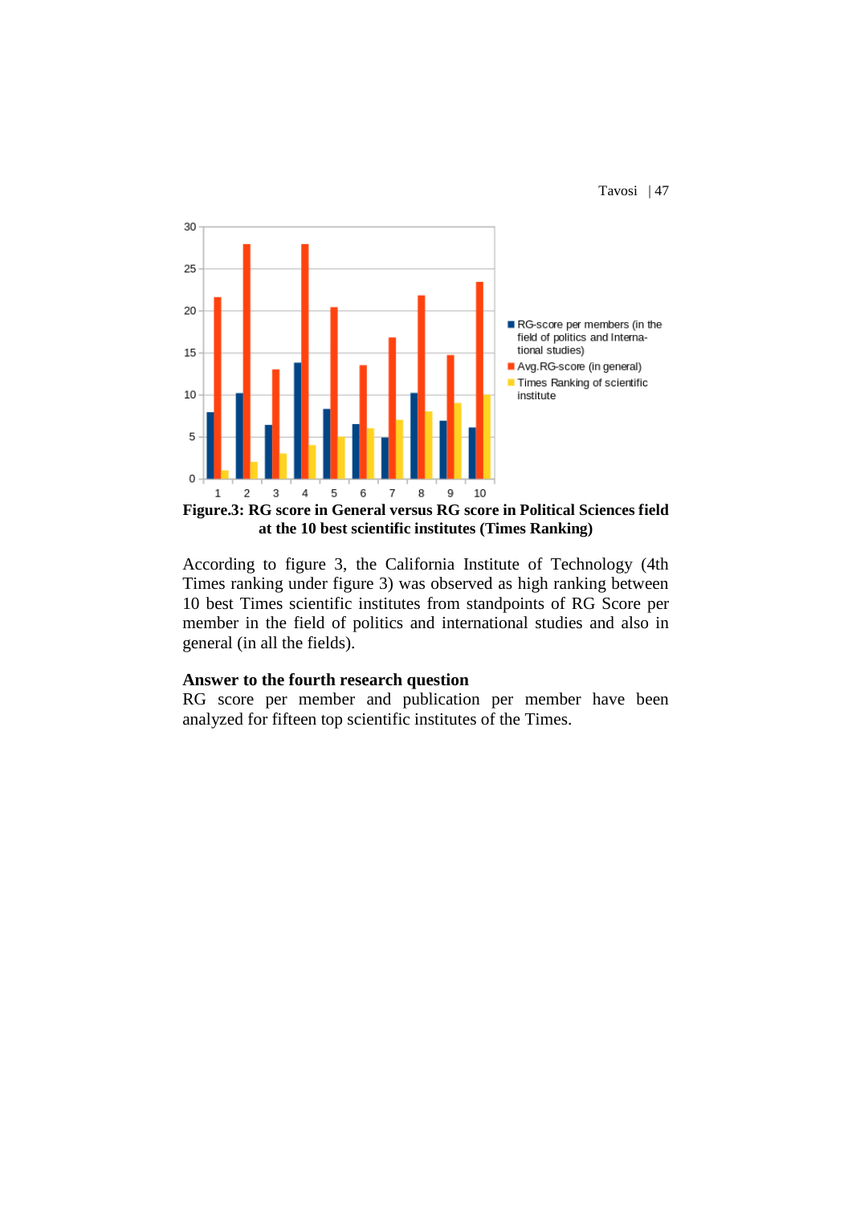**Figure.3: RG score in General versus RG score in Political Sciences field at the 10 best scientific institutes (Times Ranking)**

According to figure 3, the California Institute of Technology (4th Times ranking under figure 3) was observed as high ranking between 10 best Times scientific institutes from standpoints of RG Score per member in the field of politics and international studies and also in general (in all the fields).

**Answer to the fourth research question**

RG score per member and publication per member have been analyzed for fifteen top scientific institutes of the Times.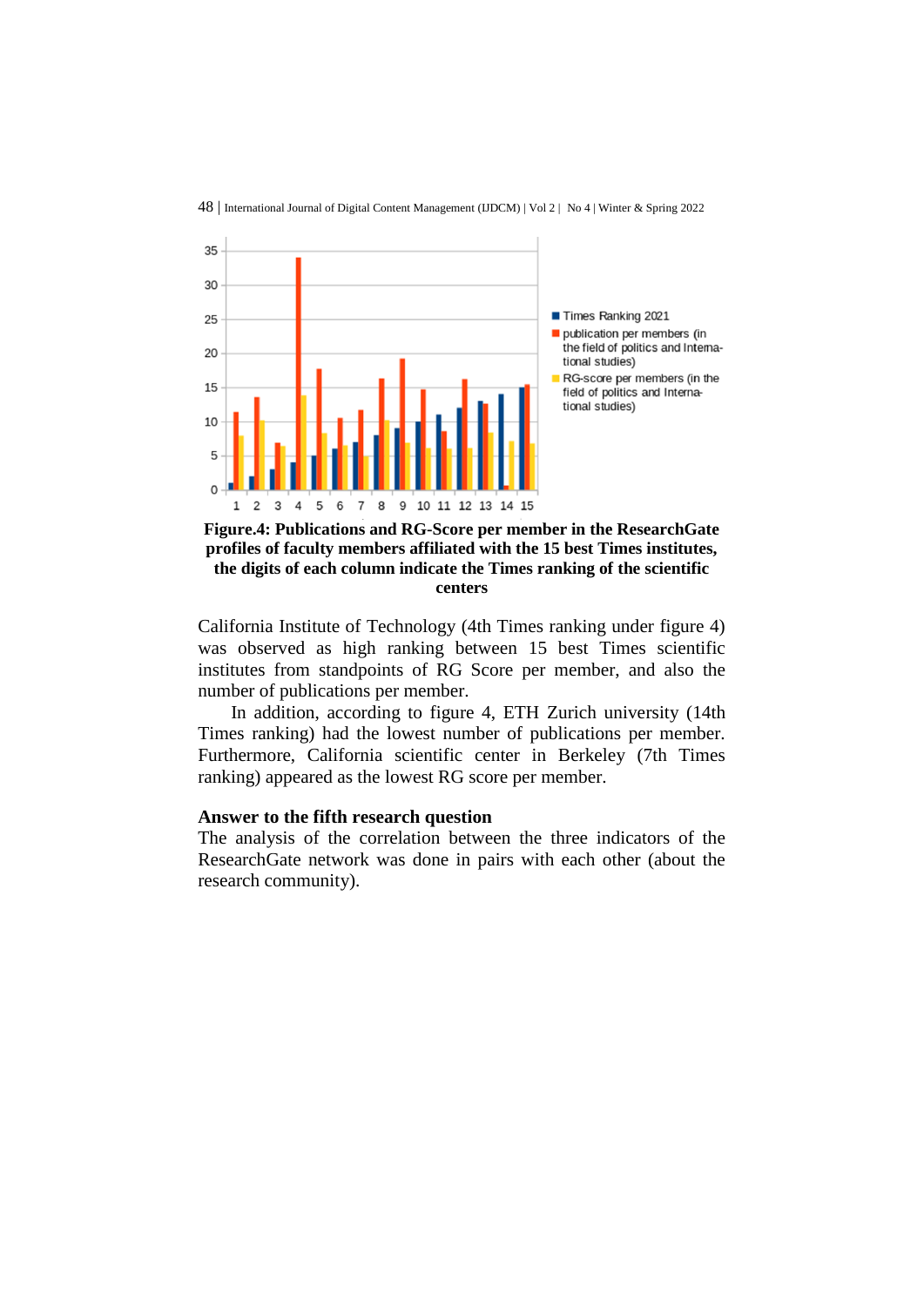**Figure.4: Publications and RG-Score per member in the ResearchGate profiles of faculty members affiliated with the 15 best Times institutes, the digits of each column indicate the Times ranking of the scientific centers**

California Institute of Technology (4th Times ranking under figure 4) was observed as high ranking between 15 best Times scientific institutes from standpoints of RG Score per member, and also the number of publications per member.

In addition, according to figure 4, ETH Zurich university (14th Times ranking) had the lowest number of publications per member. Furthermore, California scientific center in Berkeley (7th Times ranking) appeared as the lowest RG score per member.

**Answer to the fifth research question**

The analysis of the correlation between the three indicators of the ResearchGate network was done in pairs with each other (about the research community).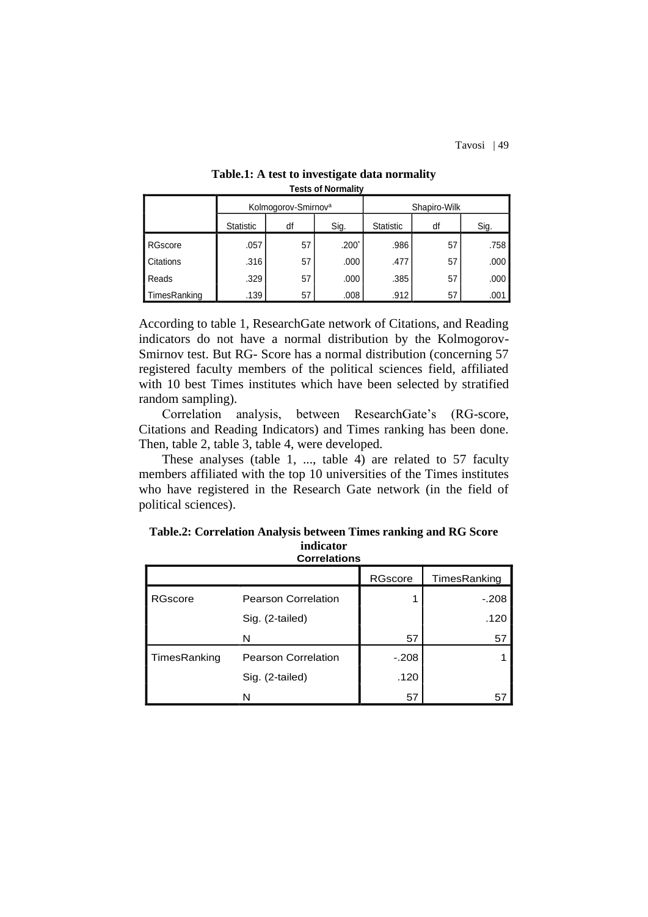**Table.1: A test to investigate data normality**

**Tests of Normality**

| | Kolmogorov-Smirnov[a] | | | Shapiro-Wilk | | |
|---|---|---|---|---|---|---|
| | Statistic | df | Sig. | Statistic | df | Sig. |
| RGscore | .057 | 57 | .200* | .986 | 57 | .758 |
| Citations | .316 | 57 | .000 | .477 | 57 | .000 |
| Reads | .329 | 57 | .000 | .385 | 57 | .000 |
| TimesRanking | .139 | 57 | .008 | .912 | 57 | .001 |

According to table 1, ResearchGate network of Citations, and Reading indicators do not have a normal distribution by the Kolmogorov-Smirnov test. But RG- Score has a normal distribution (concerning 57 registered faculty members of the political sciences field, affiliated with 10 best Times institutes which have been selected by stratified random sampling).

Correlation analysis, between ResearchGate's (RG-score, Citations and Reading Indicators) and Times ranking has been done. Then, table 2, table 3, table 4, were developed.

These analyses (table 1, ..., table 4) are related to 57 faculty members affiliated with the top 10 universities of the Times institutes who have registered in the Research Gate network (in the field of political sciences).

**Table.2: Correlation Analysis between Times ranking and RG Score indicator**

**Correlations**

| | | RGscore | TimesRanking |
|---|---|---|---|
| RGscore | Pearson Correlation | 1 | -.208 |
| | Sig. (2-tailed) | | .120 |
| | N | 57 | 57 |
| TimesRanking | Pearson Correlation | -.208 | 1 |
| | Sig. (2-tailed) | .120 | |
| | N | 57 | 57 |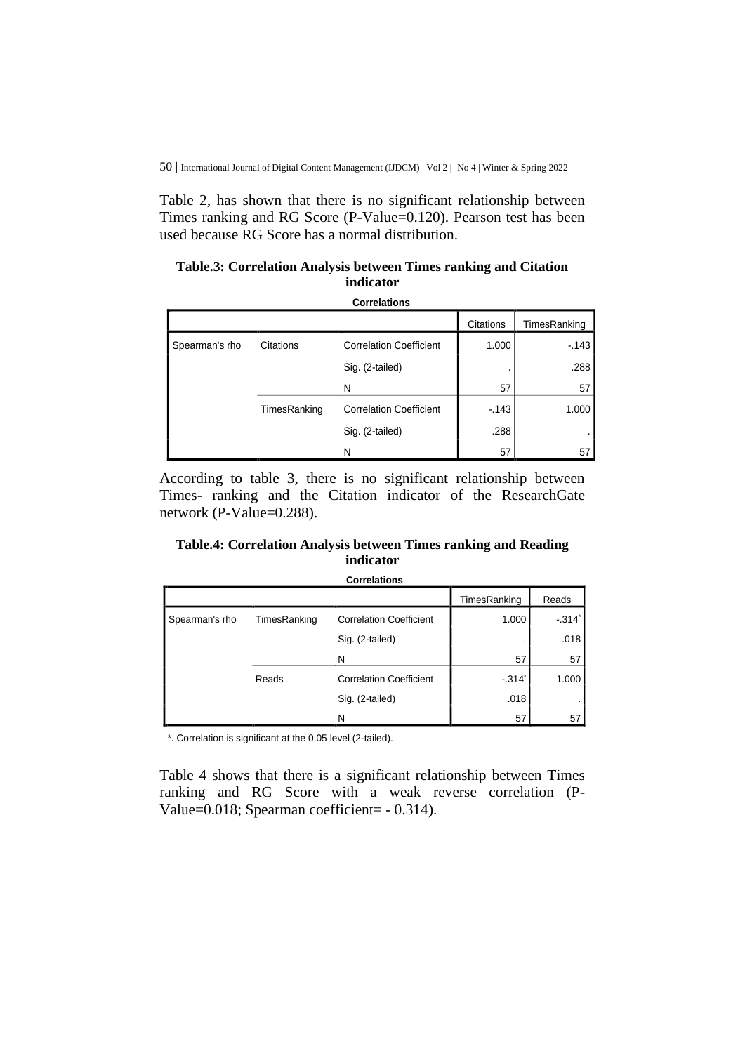Table 2, has shown that there is no significant relationship between Times ranking and RG Score (P-Value=0.120). Pearson test has been used because RG Score has a normal distribution.

**Table.3: Correlation Analysis between Times ranking and Citation indicator**

**Correlations**

| | | | Citations | TimesRanking |
|---|---|---|---|---|
| Spearman's rho | Citations | Correlation Coefficient | 1.000 | -.143 |
| | | Sig. (2-tailed) | . | .288 |
| | | N | 57 | 57 |
| | TimesRanking | Correlation Coefficient | -.143 | 1.000 |
| | | Sig. (2-tailed) | .288 | . |
| | | N | 57 | 57 |

According to table 3, there is no significant relationship between Times- ranking and the Citation indicator of the ResearchGate network (P-Value=0.288).

**Table.4: Correlation Analysis between Times ranking and Reading indicator**

**Correlations**

| | | | TimesRanking | Reads |
|---|---|---|---|---|
| Spearman's rho | TimesRanking | Correlation Coefficient | 1.000 | -.314* |
| | | Sig. (2-tailed) | . | .018 |
| | | N | 57 | 57 |
| | Reads | Correlation Coefficient | -.314* | 1.000 |
| | | Sig. (2-tailed) | .018 | . |
| | | N | 57 | 57 |

*. Correlation is significant at the 0.05 level (2-tailed).

Table 4 shows that there is a significant relationship between Times ranking and RG Score with a weak reverse correlation (P-Value=0.018; Spearman coefficient= - 0.314).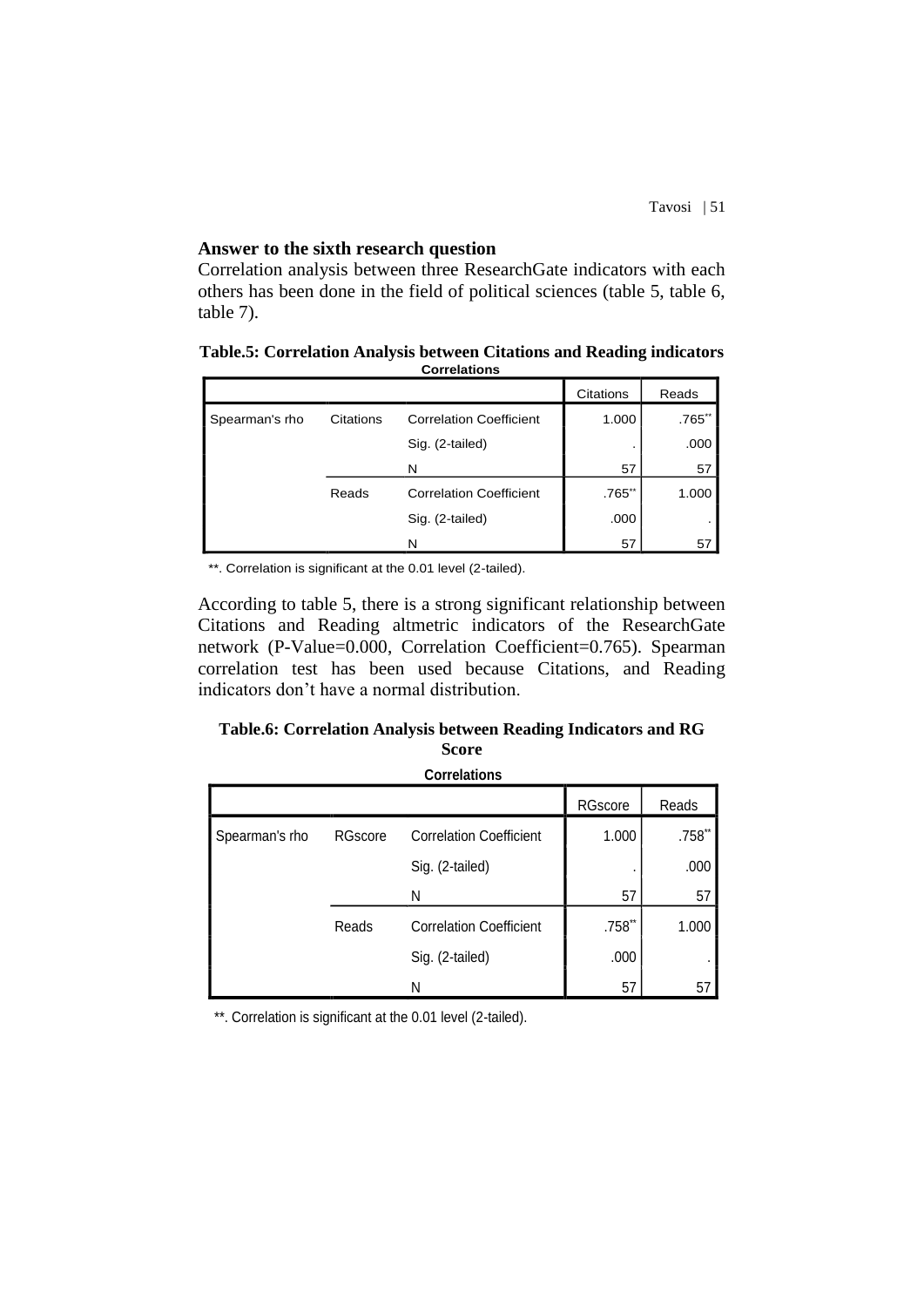### Answer to the sixth research question

Correlation analysis between three ResearchGate indicators with each others has been done in the field of political sciences (table 5, table 6, table 7).

**Table.5: Correlation Analysis between Citations and Reading indicators**

**Correlations**

| | | | Citations | Reads |
|---|---|---|---|---|
| Spearman's rho | Citations | Correlation Coefficient | 1.000 | .765** |
| | | Sig. (2-tailed) | . | .000 |
| | | N | 57 | 57 |
| | Reads | Correlation Coefficient | .765** | 1.000 |
| | | Sig. (2-tailed) | .000 | . |
| | | N | 57 | 57 |

**. Correlation is significant at the 0.01 level (2-tailed).

According to table 5, there is a strong significant relationship between Citations and Reading altmetric indicators of the ResearchGate network (P-Value=0.000, Correlation Coefficient=0.765). Spearman correlation test has been used because Citations, and Reading indicators don't have a normal distribution.

**Table.6: Correlation Analysis between Reading Indicators and RG Score**

**Correlations**

| | | | RGscore | Reads |
|---|---|---|---|---|
| Spearman's rho | RGscore | Correlation Coefficient | 1.000 | .758** |
| | | Sig. (2-tailed) | . | .000 |
| | | N | 57 | 57 |
| | Reads | Correlation Coefficient | .758** | 1.000 |
| | | Sig. (2-tailed) | .000 | . |
| | | N | 57 | 57 |

**. Correlation is significant at the 0.01 level (2-tailed).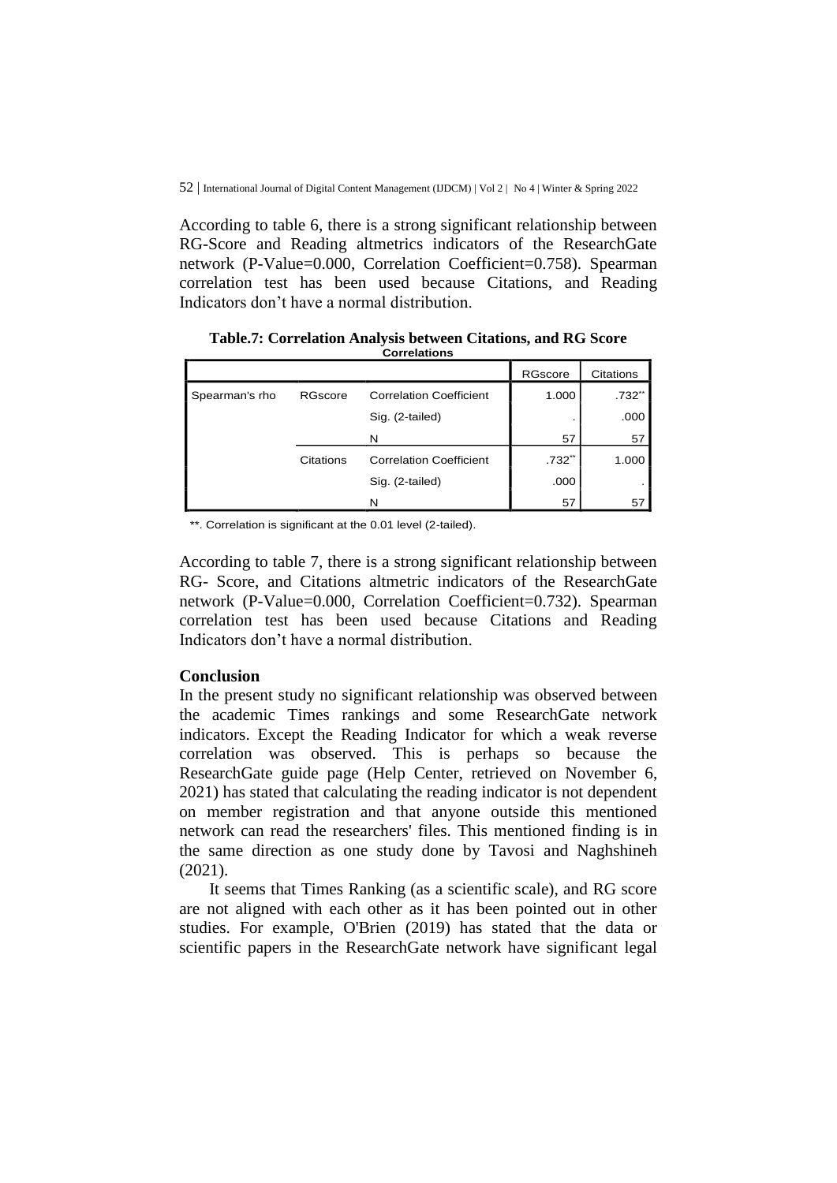According to table 6, there is a strong significant relationship between RG-Score and Reading altmetrics indicators of the ResearchGate network (P-Value=0.000, Correlation Coefficient=0.758). Spearman correlation test has been used because Citations, and Reading Indicators don't have a normal distribution.

**Table.7: Correlation Analysis between Citations, and RG Score**

**Correlations**

| | | | RGscore | Citations |
|---|---|---|---|---|
| Spearman's rho | RGscore | Correlation Coefficient | 1.000 | .732** |
| | | Sig. (2-tailed) | . | .000 |
| | | N | 57 | 57 |
| | Citations | Correlation Coefficient | .732** | 1.000 |
| | | Sig. (2-tailed) | .000 | . |
| | | N | 57 | 57 |

**. Correlation is significant at the 0.01 level (2-tailed).

According to table 7, there is a strong significant relationship between RG- Score, and Citations altmetric indicators of the ResearchGate network (P-Value=0.000, Correlation Coefficient=0.732). Spearman correlation test has been used because Citations and Reading Indicators don't have a normal distribution.

**Conclusion**

In the present study no significant relationship was observed between the academic Times rankings and some ResearchGate network indicators. Except the Reading Indicator for which a weak reverse correlation was observed. This is perhaps so because the ResearchGate guide page (Help Center, retrieved on November 6, 2021) has stated that calculating the reading indicator is not dependent on member registration and that anyone outside this mentioned network can read the researchers' files. This mentioned finding is in the same direction as one study done by Tavosi and Naghshineh (2021).

It seems that Times Ranking (as a scientific scale), and RG score are not aligned with each other as it has been pointed out in other studies. For example, O'Brien (2019) has stated that the data or scientific papers in the ResearchGate network have significant legal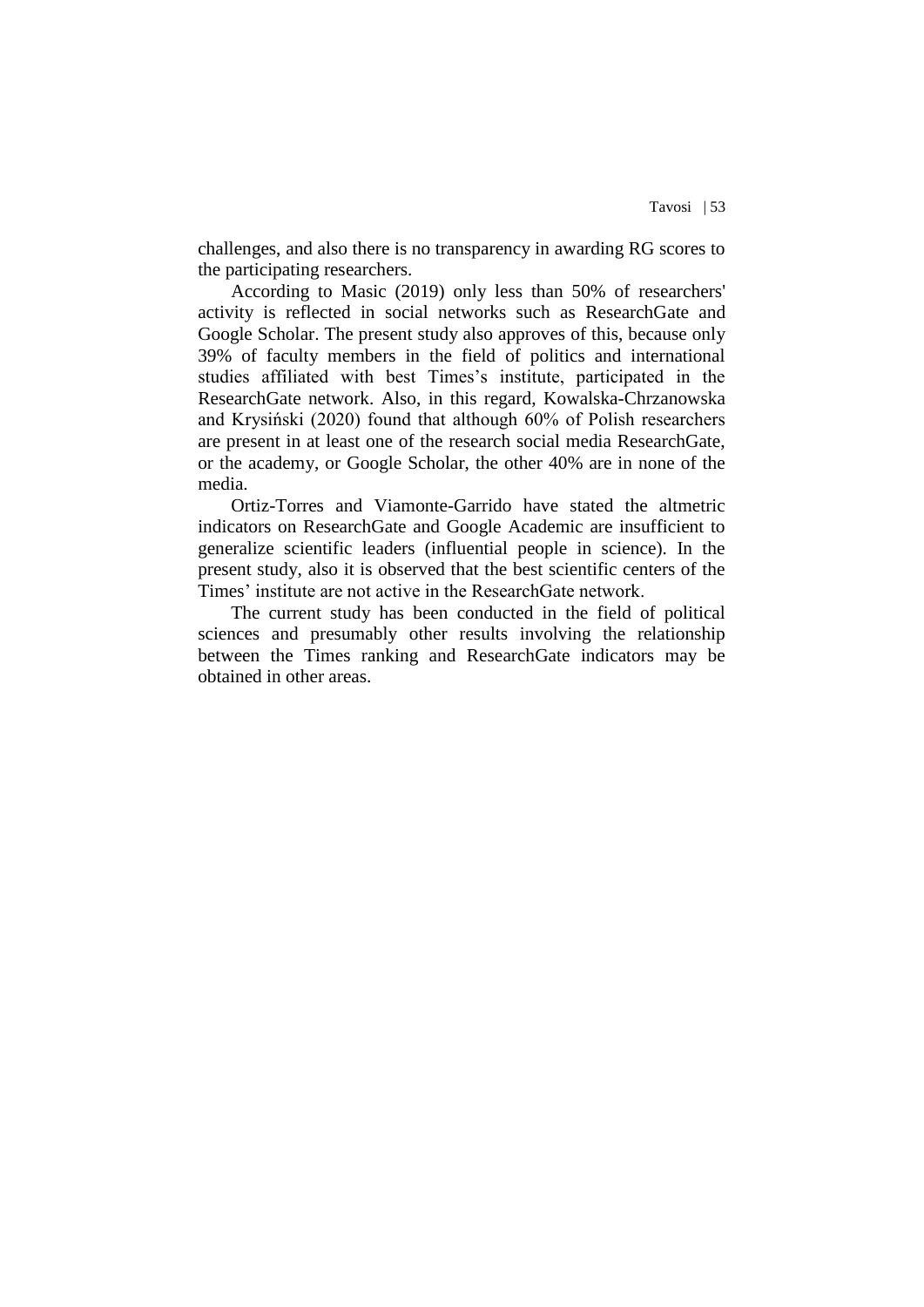challenges, and also there is no transparency in awarding RG scores to the participating researchers.

According to Masic (2019) only less than 50% of researchers' activity is reflected in social networks such as ResearchGate and Google Scholar. The present study also approves of this, because only 39% of faculty members in the field of politics and international studies affiliated with best Times's institute, participated in the ResearchGate network. Also, in this regard, Kowalska-Chrzanowska and Krysiński (2020) found that although 60% of Polish researchers are present in at least one of the research social media ResearchGate, or the academy, or Google Scholar, the other 40% are in none of the media.

Ortiz-Torres and Viamonte-Garrido have stated the altmetric indicators on ResearchGate and Google Academic are insufficient to generalize scientific leaders (influential people in science). In the present study, also it is observed that the best scientific centers of the Times' institute are not active in the ResearchGate network.

The current study has been conducted in the field of political sciences and presumably other results involving the relationship between the Times ranking and ResearchGate indicators may be obtained in other areas.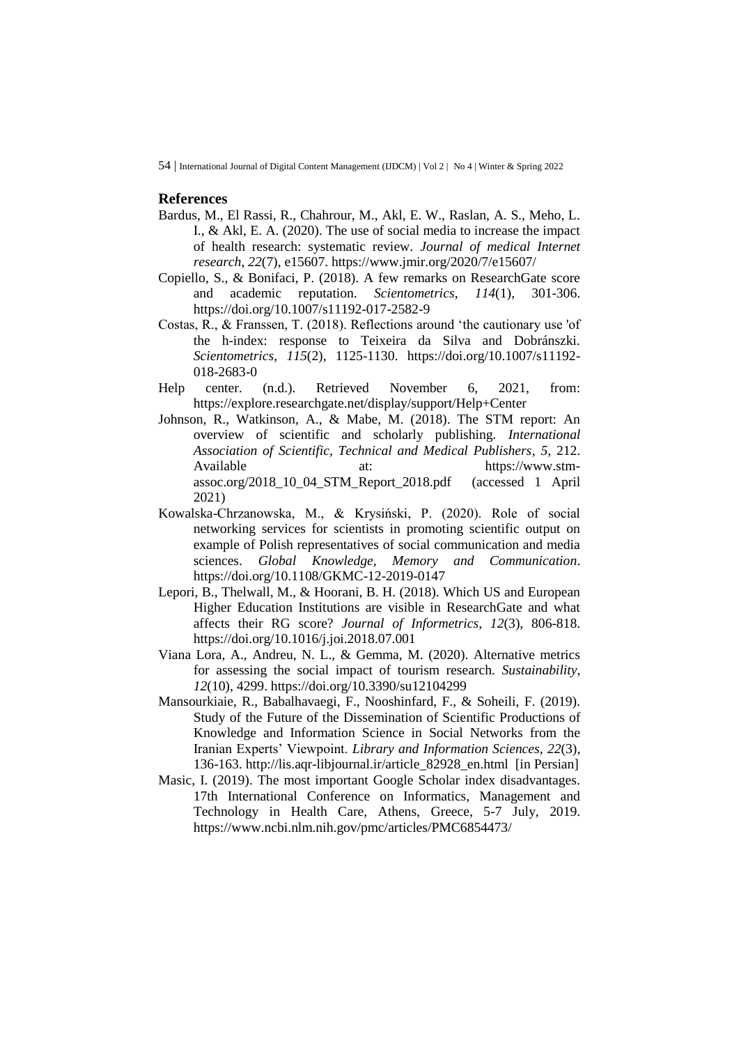## References

Bardus, M., El Rassi, R., Chahrour, M., Akl, E. W., Raslan, A. S., Meho, L. I., & Akl, E. A. (2020). The use of social media to increase the impact of health research: systematic review. *Journal of medical Internet research*, *22*(7), e15607. https://www.jmir.org/2020/7/e15607/

Copiello, S., & Bonifaci, P. (2018). A few remarks on ResearchGate score and academic reputation. *Scientometrics*, *114*(1), 301-306. https://doi.org/10.1007/s11192-017-2582-9

Costas, R., & Franssen, T. (2018). Reflections around 'the cautionary use 'of the h-index: response to Teixeira da Silva and Dobránszki. *Scientometrics*, *115*(2), 1125-1130. https://doi.org/10.1007/s11192-018-2683-0

Help center. (n.d.). Retrieved November 6, 2021, from: https://explore.researchgate.net/display/support/Help+Center

Johnson, R., Watkinson, A., & Mabe, M. (2018). The STM report: An overview of scientific and scholarly publishing. *International Association of Scientific, Technical and Medical Publishers*, *5*, 212. Available at: https://www.stm-assoc.org/2018_10_04_STM_Report_2018.pdf (accessed 1 April 2021)

Kowalska-Chrzanowska, M., & Krysiński, P. (2020). Role of social networking services for scientists in promoting scientific output on example of Polish representatives of social communication and media sciences. *Global Knowledge, Memory and Communication*. https://doi.org/10.1108/GKMC-12-2019-0147

Lepori, B., Thelwall, M., & Hoorani, B. H. (2018). Which US and European Higher Education Institutions are visible in ResearchGate and what affects their RG score? *Journal of Informetrics*, *12*(3), 806-818. https://doi.org/10.1016/j.joi.2018.07.001

Viana Lora, A., Andreu, N. L., & Gemma, M. (2020). Alternative metrics for assessing the social impact of tourism research. *Sustainability*, *12*(10), 4299. https://doi.org/10.3390/su12104299

Mansourkiaie, R., Babalhavaegi, F., Nooshinfard, F., & Soheili, F. (2019). Study of the Future of the Dissemination of Scientific Productions of Knowledge and Information Science in Social Networks from the Iranian Experts' Viewpoint. *Library and Information Sciences*, *22*(3), 136-163. http://lis.aqr-libjournal.ir/article_82928_en.html [in Persian]

Masic, I. (2019). The most important Google Scholar index disadvantages. 17th International Conference on Informatics, Management and Technology in Health Care, Athens, Greece, 5-7 July, 2019. https://www.ncbi.nlm.nih.gov/pmc/articles/PMC6854473/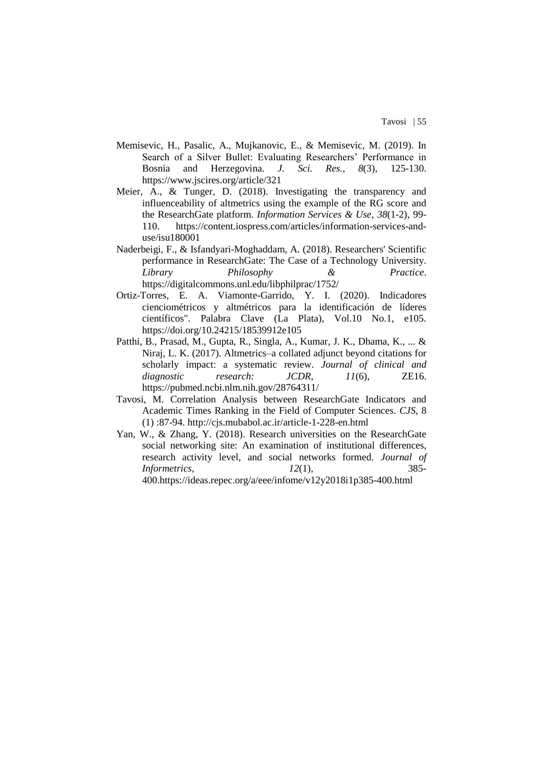Memisevic, H., Pasalic, A., Mujkanovic, E., & Memisevic, M. (2019). In Search of a Silver Bullet: Evaluating Researchers' Performance in Bosnia and Herzegovina. *J. Sci. Res.*, *8*(3), 125-130. https://www.jscires.org/article/321

Meier, A., & Tunger, D. (2018). Investigating the transparency and influenceability of altmetrics using the example of the RG score and the ResearchGate platform. *Information Services & Use*, *38*(1-2), 99-110. https://content.iospress.com/articles/information-services-and-use/isu180001

Naderbeigi, F., & Isfandyari-Moghaddam, A. (2018). Researchers' Scientific performance in ResearchGate: The Case of a Technology University. *Library Philosophy & Practice*. https://digitalcommons.unl.edu/libphilprac/1752/

Ortiz-Torres, E. A. Viamonte-Garrido, Y. I. (2020). Indicadores cienciométricos y altmétricos para la identificación de líderes científicos". Palabra Clave (La Plata), Vol.10 No.1, e105. https://doi.org/10.24215/18539912e105

Patthi, B., Prasad, M., Gupta, R., Singla, A., Kumar, J. K., Dhama, K., ... & Niraj, L. K. (2017). Altmetrics–a collated adjunct beyond citations for scholarly impact: a systematic review. *Journal of clinical and diagnostic research: JCDR*, *11*(6), ZE16. https://pubmed.ncbi.nlm.nih.gov/28764311/

Tavosi, M. Correlation Analysis between ResearchGate Indicators and Academic Times Ranking in the Field of Computer Sciences. *CJS*, 8 (1) :87-94. http://cjs.mubabol.ac.ir/article-1-228-en.html

Yan, W., & Zhang, Y. (2018). Research universities on the ResearchGate social networking site: An examination of institutional differences, research activity level, and social networks formed. *Journal of Informetrics*, *12*(1), 385-400.https://ideas.repec.org/a/eee/infome/v12y2018i1p385-400.html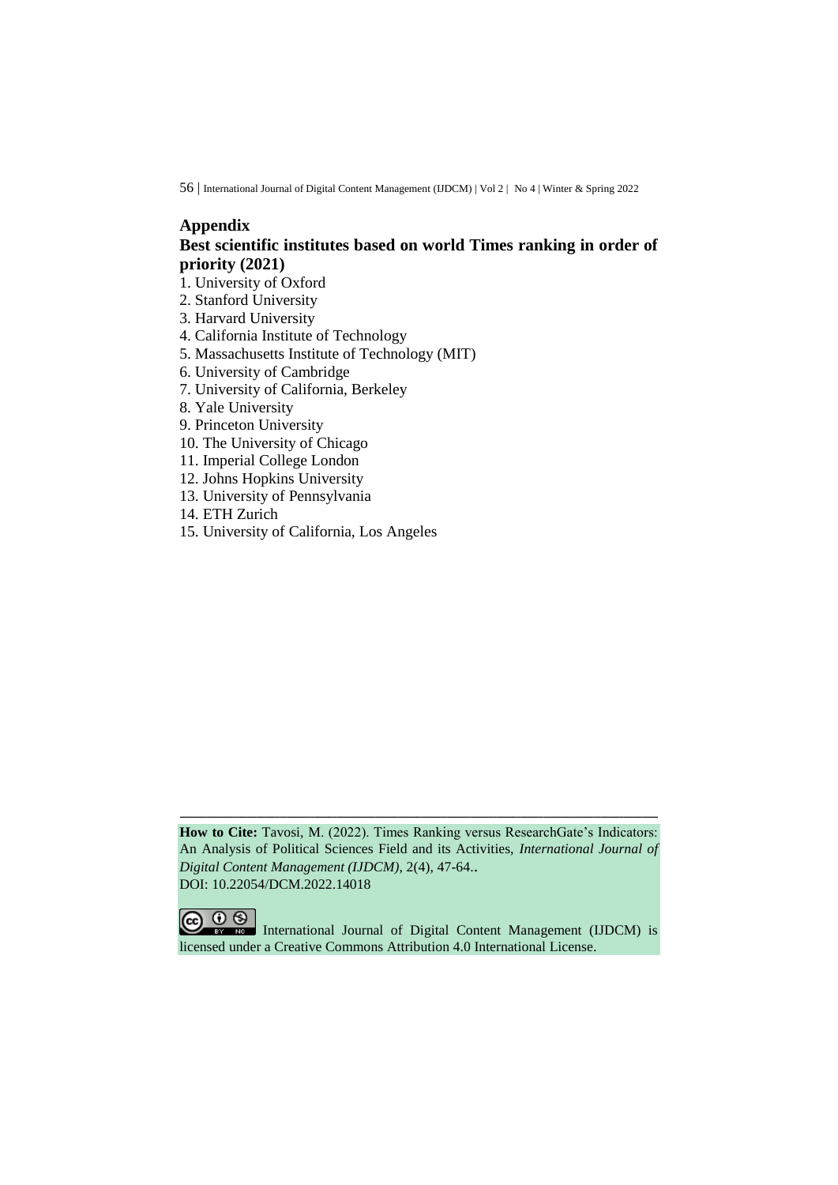## Appendix

### Best scientific institutes based on world Times ranking in order of priority (2021)

1. University of Oxford
2. Stanford University
3. Harvard University
4. California Institute of Technology
5. Massachusetts Institute of Technology (MIT)
6. University of Cambridge
7. University of California, Berkeley
8. Yale University
9. Princeton University
10. The University of Chicago
11. Imperial College London
12. Johns Hopkins University
13. University of Pennsylvania
14. ETH Zurich
15. University of California, Los Angeles

---

**How to Cite:** Tavosi, M. (2022). Times Ranking versus ResearchGate's Indicators: An Analysis of Political Sciences Field and its Activities, *International Journal of Digital Content Management (IJDCM)*, 2(4), 47-64..
DOI: 10.22054/DCM.2022.14018

International Journal of Digital Content Management (IJDCM) is licensed under a Creative Commons Attribution 4.0 International License.